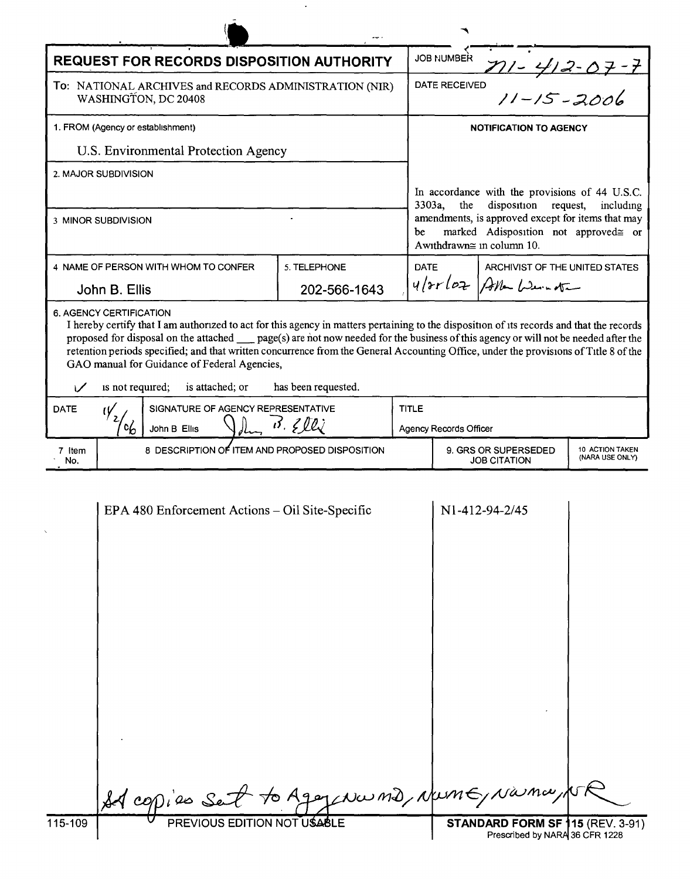# REQUEST FOR RECORDS DISPOSITION AUTHORITY

JOB NUMBER: N1-412-07-7

To: NATIONAL ARCHIVES and RECORDS ADMINISTRATION (NIR) WASHINGTON, DC 20408

DATE RECEIVED: 11-15-2006

1. FROM (Agency or establishment)

U.S. Environmental Protection Agency

2. MAJOR SUBDIVISION

3. MINOR SUBDIVISION

**NOTIFICATION TO AGENCY**

In accordance with the provisions of 44 U.S.C. 3303a, the disposition request, including amendments, is approved except for items that may be marked Adisposition not approved≅ or Awithdrawn≅ in column 10.

| 4. NAME OF PERSON WITH WHOM TO CONFER | 5. TELEPHONE | DATE | ARCHIVIST OF THE UNITED STATES |
|---|---|---|---|
| John B. Ellis | 202-566-1643 | 4/28/07 | Allen Weinstein |

6. AGENCY CERTIFICATION

I hereby certify that I am authorized to act for this agency in matters pertaining to the disposition of its records and that the records proposed for disposal on the attached ___ page(s) are not now needed for the business of this agency or will not be needed after the retention periods specified; and that written concurrence from the General Accounting Office, under the provisions of Title 8 of the GAO manual for Guidance of Federal Agencies,

✓ is not required; is attached; or has been requested.

| DATE | SIGNATURE OF AGENCY REPRESENTATIVE | TITLE |
|---|---|---|
| 11/2/06 | John B Ellis | Agency Records Officer |

| 7 Item No. | 8 DESCRIPTION OF ITEM AND PROPOSED DISPOSITION | 9. GRS OR SUPERSEDED JOB CITATION | 10 ACTION TAKEN (NARA USE ONLY) |
|---|---|---|---|
| | EPA 480 Enforcement Actions – Oil Site-Specific | N1-412-94-2/45 | |

All copies sent to Agency, NWMD, NWME, NWMW, NR

115-109 PREVIOUS EDITION NOT USABLE

**STANDARD FORM SF 115** (REV. 3-91) Prescribed by NARA 36 CFR 1228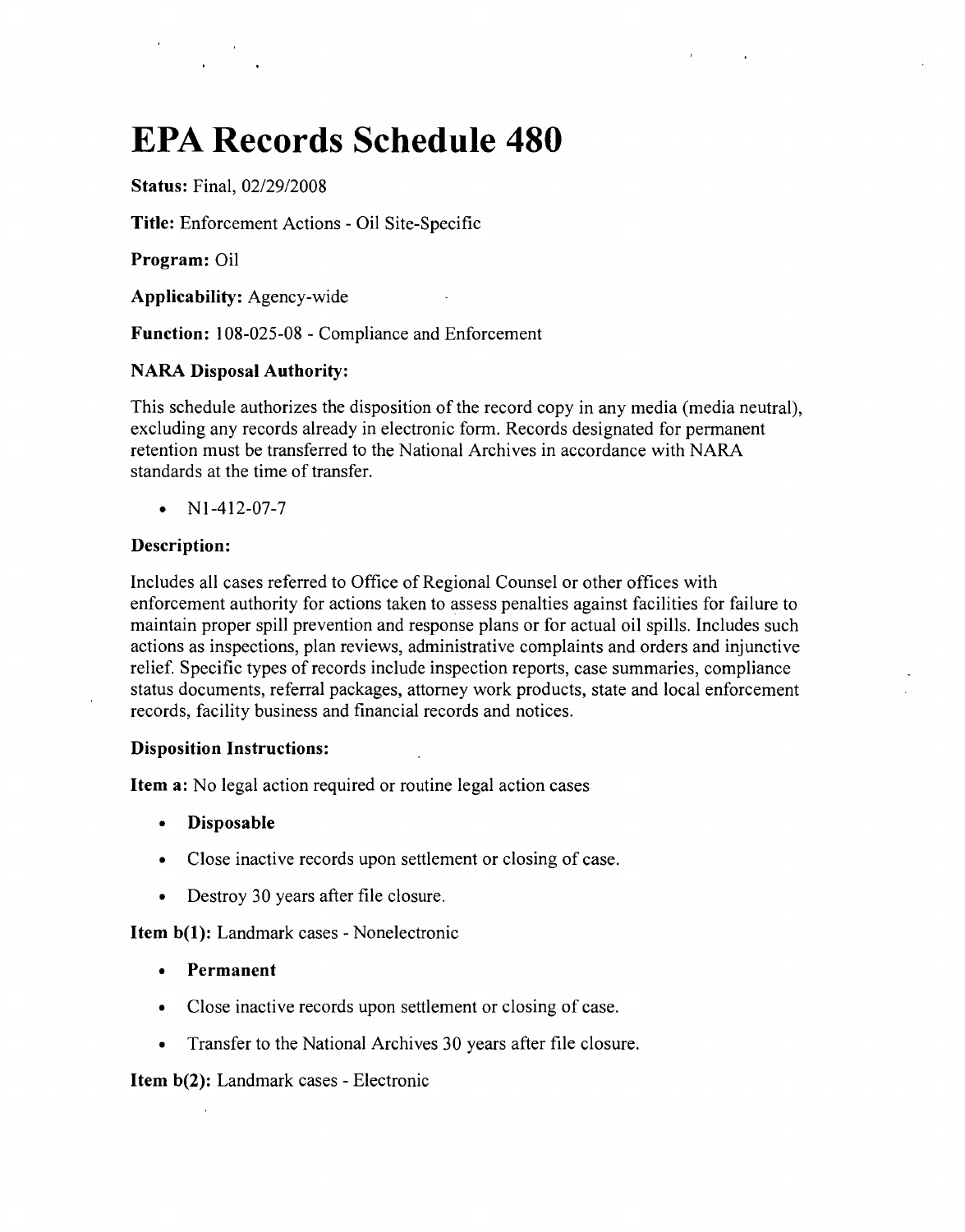# EPA Records Schedule 480

**Status:** Final, 02/29/2008

**Title:** Enforcement Actions - Oil Site-Specific

**Program:** Oil

**Applicability:** Agency-wide

**Function:** 108-025-08 - Compliance and Enforcement

### NARA Disposal Authority:

This schedule authorizes the disposition of the record copy in any media (media neutral), excluding any records already in electronic form. Records designated for permanent retention must be transferred to the National Archives in accordance with NARA standards at the time of transfer.

- N1-412-07-7

### Description:

Includes all cases referred to Office of Regional Counsel or other offices with enforcement authority for actions taken to assess penalties against facilities for failure to maintain proper spill prevention and response plans or for actual oil spills. Includes such actions as inspections, plan reviews, administrative complaints and orders and injunctive relief. Specific types of records include inspection reports, case summaries, compliance status documents, referral packages, attorney work products, state and local enforcement records, facility business and financial records and notices.

### Disposition Instructions:

**Item a:** No legal action required or routine legal action cases

- **Disposable**
- Close inactive records upon settlement or closing of case.
- Destroy 30 years after file closure.

**Item b(1):** Landmark cases - Nonelectronic

- **Permanent**
- Close inactive records upon settlement or closing of case.
- Transfer to the National Archives 30 years after file closure.

**Item b(2):** Landmark cases - Electronic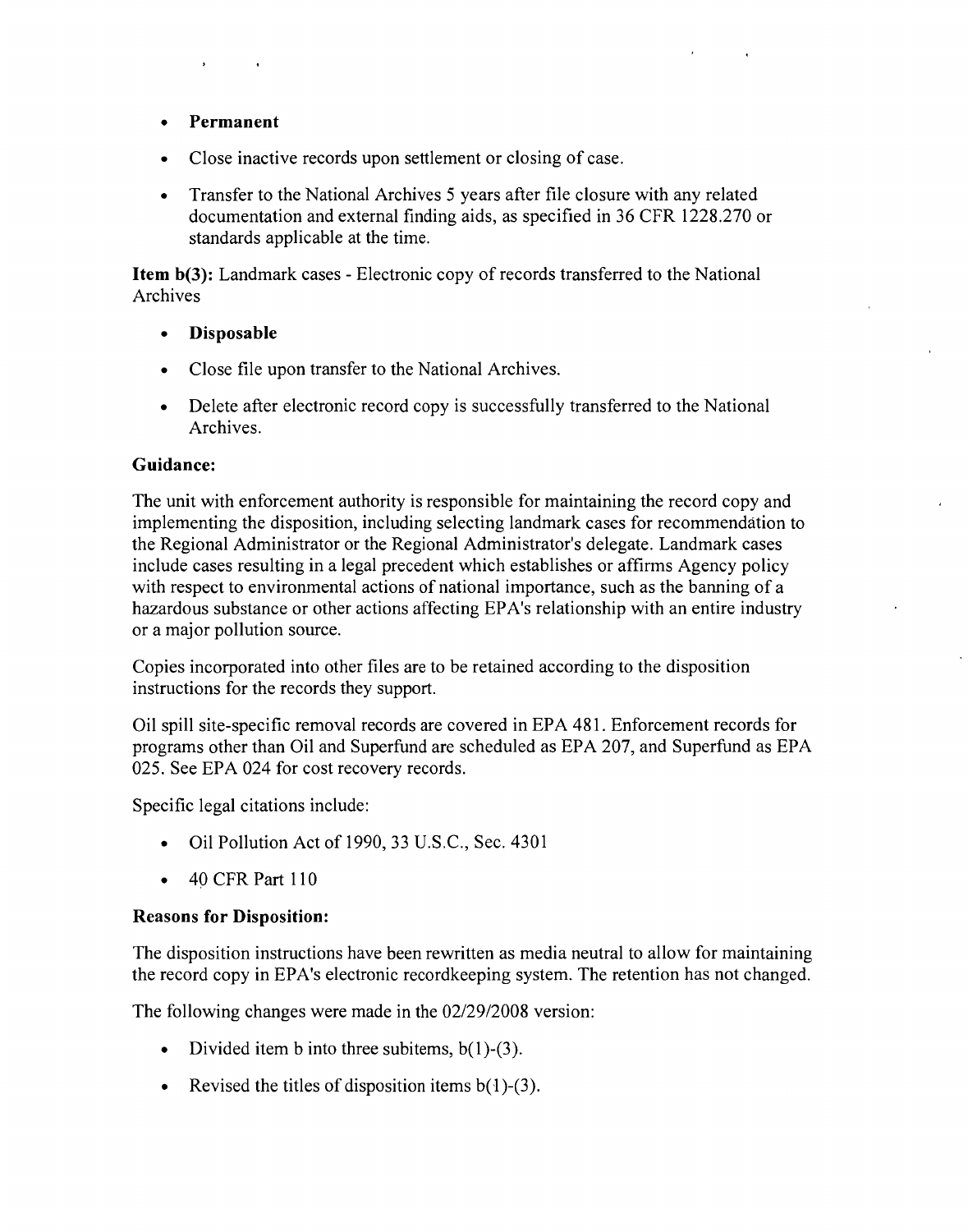- **Permanent**
- Close inactive records upon settlement or closing of case.
- Transfer to the National Archives 5 years after file closure with any related documentation and external finding aids, as specified in 36 CFR 1228.270 or standards applicable at the time.

**Item b(3):** Landmark cases - Electronic copy of records transferred to the National Archives

- **Disposable**
- Close file upon transfer to the National Archives.
- Delete after electronic record copy is successfully transferred to the National Archives.

**Guidance:**

The unit with enforcement authority is responsible for maintaining the record copy and implementing the disposition, including selecting landmark cases for recommendation to the Regional Administrator or the Regional Administrator's delegate. Landmark cases include cases resulting in a legal precedent which establishes or affirms Agency policy with respect to environmental actions of national importance, such as the banning of a hazardous substance or other actions affecting EPA's relationship with an entire industry or a major pollution source.

Copies incorporated into other files are to be retained according to the disposition instructions for the records they support.

Oil spill site-specific removal records are covered in EPA 481. Enforcement records for programs other than Oil and Superfund are scheduled as EPA 207, and Superfund as EPA 025. See EPA 024 for cost recovery records.

Specific legal citations include:

- Oil Pollution Act of 1990, 33 U.S.C., Sec. 4301
- 40 CFR Part 110

**Reasons for Disposition:**

The disposition instructions have been rewritten as media neutral to allow for maintaining the record copy in EPA's electronic recordkeeping system. The retention has not changed.

The following changes were made in the 02/29/2008 version:

- Divided item b into three subitems, b(1)-(3).
- Revised the titles of disposition items b(1)-(3).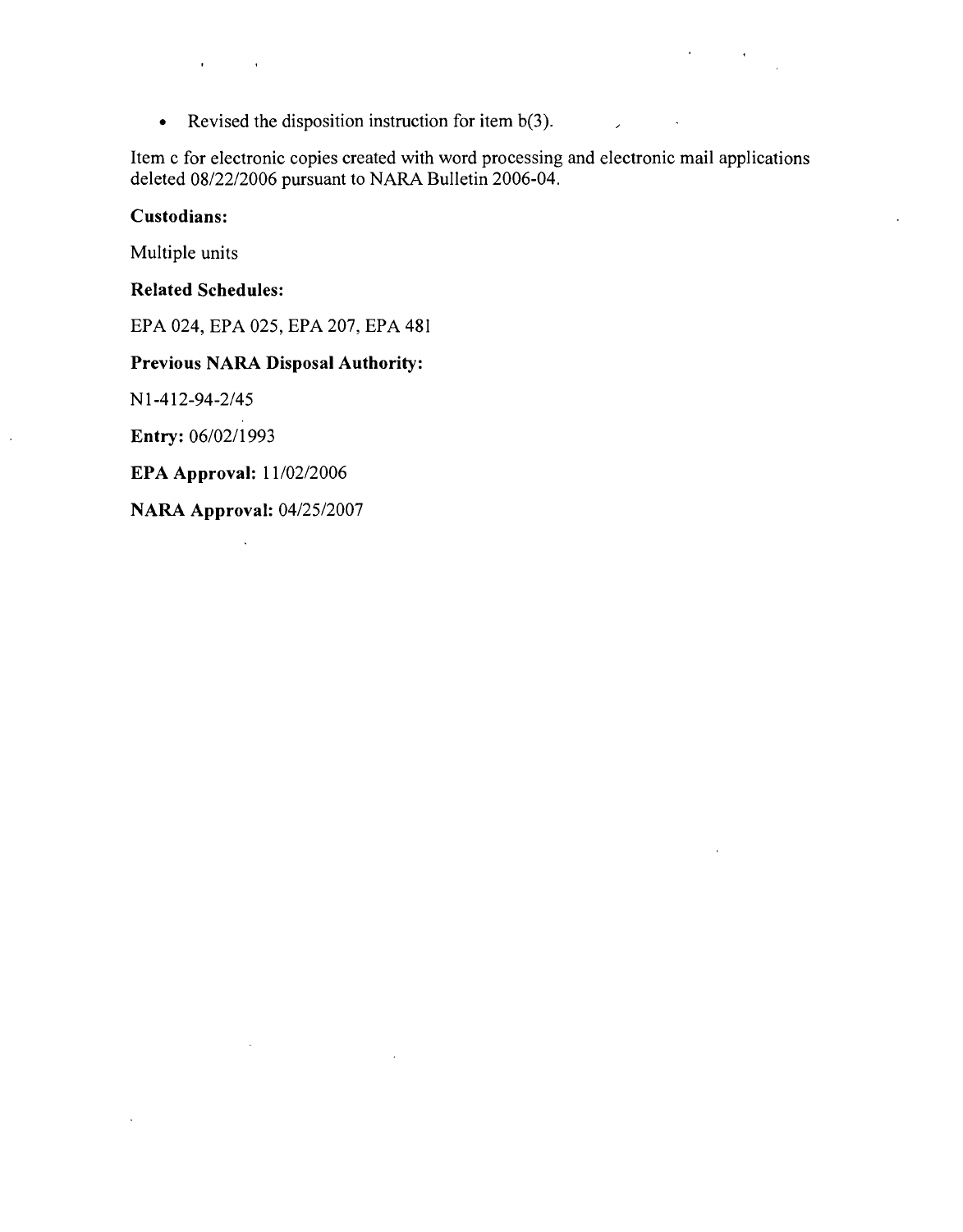- Revised the disposition instruction for item b(3).

Item c for electronic copies created with word processing and electronic mail applications deleted 08/22/2006 pursuant to NARA Bulletin 2006-04.

**Custodians:**

Multiple units

**Related Schedules:**

EPA 024, EPA 025, EPA 207, EPA 481

**Previous NARA Disposal Authority:**

N1-412-94-2/45

**Entry:** 06/02/1993

**EPA Approval:** 11/02/2006

**NARA Approval:** 04/25/2007